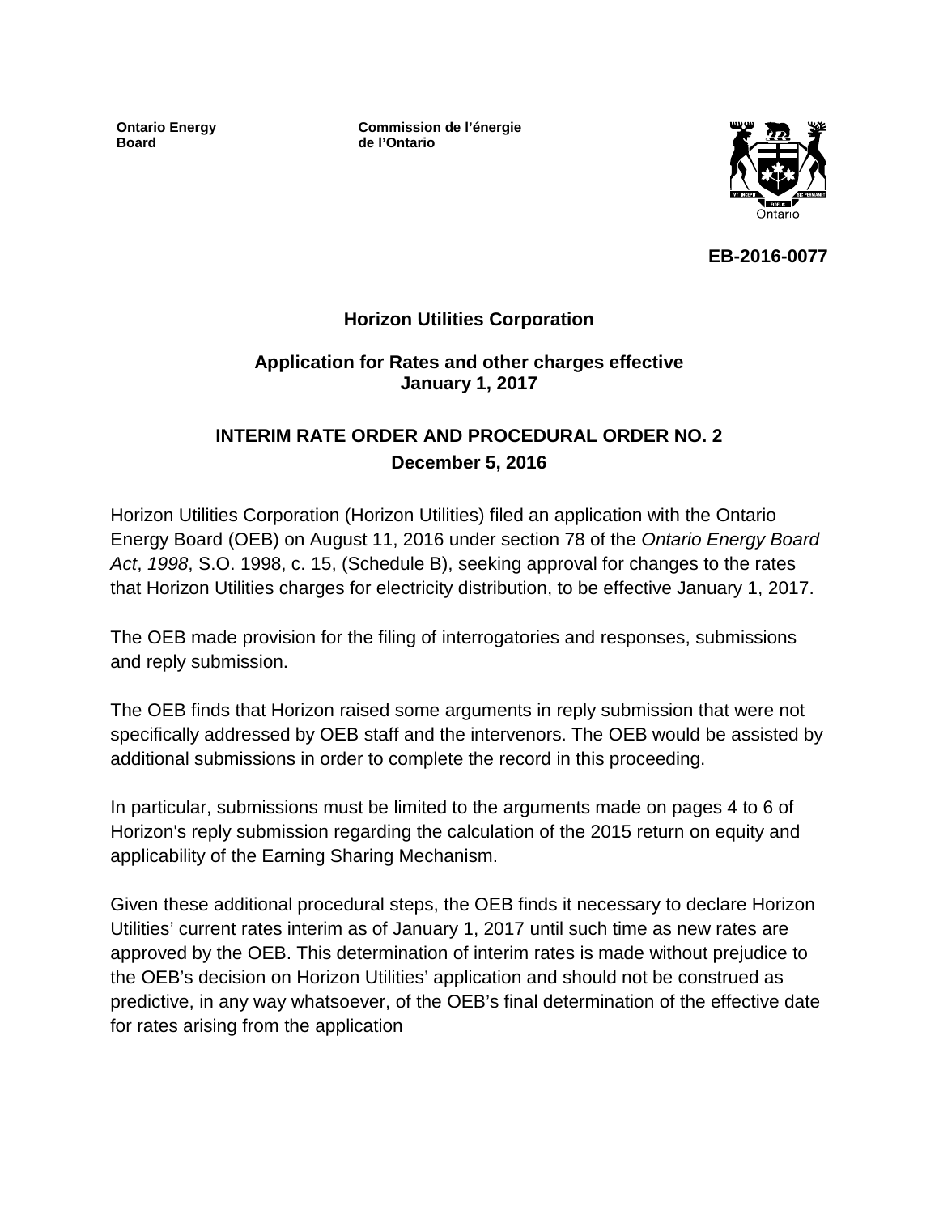**Ontario Energy Board**

**Commission de l'énergie de l'Ontario**

**EB-2016-0077**

**Horizon Utilities Corporation**

**Application for Rates and other charges effective January 1, 2017**

**INTERIM RATE ORDER AND PROCEDURAL ORDER NO. 2**

**December 5, 2016**

Horizon Utilities Corporation (Horizon Utilities) filed an application with the Ontario Energy Board (OEB) on August 11, 2016 under section 78 of the *Ontario Energy Board Act*, *1998*, S.O. 1998, c. 15, (Schedule B), seeking approval for changes to the rates that Horizon Utilities charges for electricity distribution, to be effective January 1, 2017.

The OEB made provision for the filing of interrogatories and responses, submissions and reply submission.

The OEB finds that Horizon raised some arguments in reply submission that were not specifically addressed by OEB staff and the intervenors. The OEB would be assisted by additional submissions in order to complete the record in this proceeding.

In particular, submissions must be limited to the arguments made on pages 4 to 6 of Horizon's reply submission regarding the calculation of the 2015 return on equity and applicability of the Earning Sharing Mechanism.

Given these additional procedural steps, the OEB finds it necessary to declare Horizon Utilities' current rates interim as of January 1, 2017 until such time as new rates are approved by the OEB. This determination of interim rates is made without prejudice to the OEB's decision on Horizon Utilities' application and should not be construed as predictive, in any way whatsoever, of the OEB's final determination of the effective date for rates arising from the application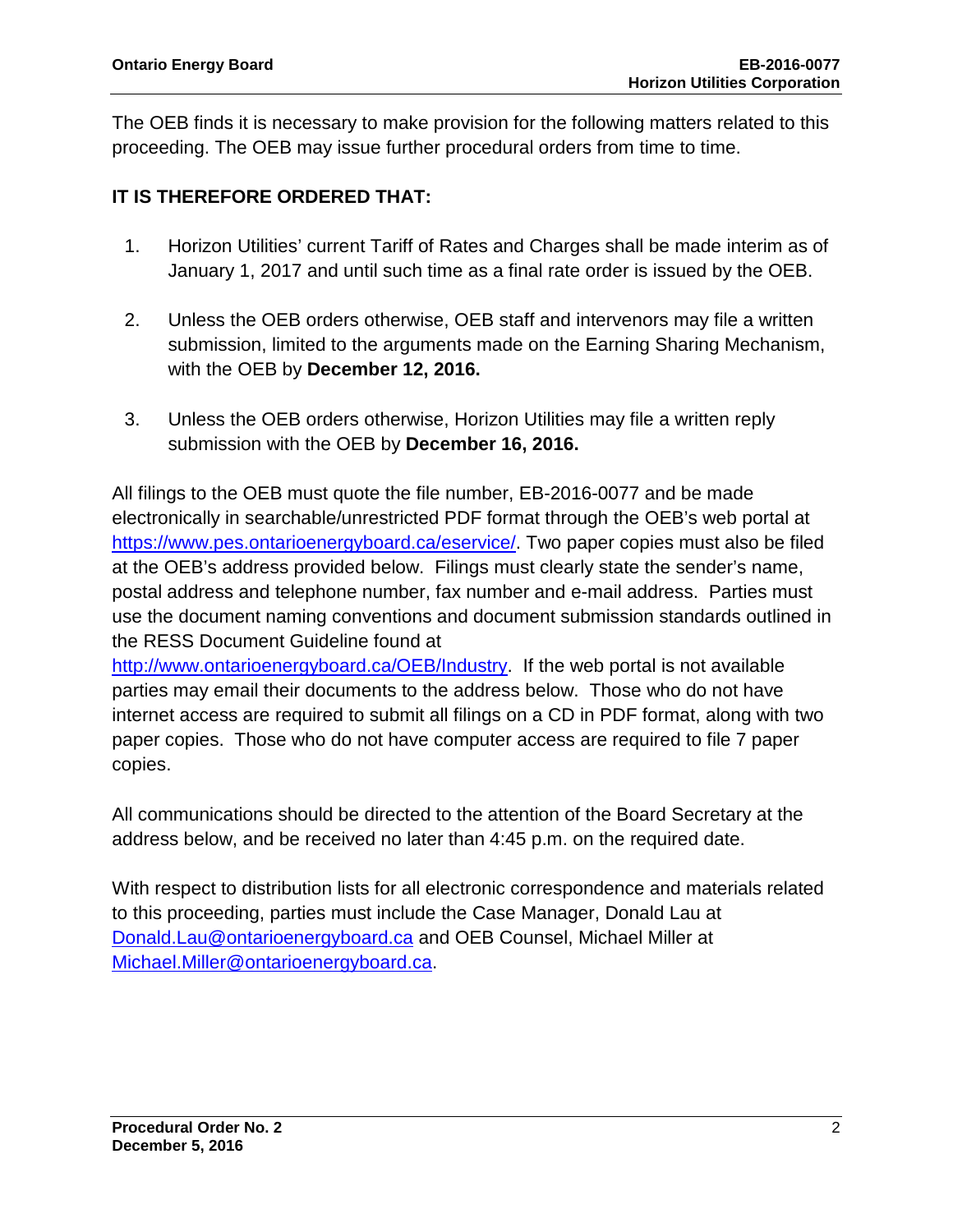The OEB finds it is necessary to make provision for the following matters related to this proceeding. The OEB may issue further procedural orders from time to time.

**IT IS THEREFORE ORDERED THAT:**

1. Horizon Utilities' current Tariff of Rates and Charges shall be made interim as of January 1, 2017 and until such time as a final rate order is issued by the OEB.

2. Unless the OEB orders otherwise, OEB staff and intervenors may file a written submission, limited to the arguments made on the Earning Sharing Mechanism, with the OEB by **December 12, 2016.**

3. Unless the OEB orders otherwise, Horizon Utilities may file a written reply submission with the OEB by **December 16, 2016.**

All filings to the OEB must quote the file number, EB-2016-0077 and be made electronically in searchable/unrestricted PDF format through the OEB's web portal at https://www.pes.ontarioenergyboard.ca/eservice/. Two paper copies must also be filed at the OEB's address provided below. Filings must clearly state the sender's name, postal address and telephone number, fax number and e-mail address. Parties must use the document naming conventions and document submission standards outlined in the RESS Document Guideline found at http://www.ontarioenergyboard.ca/OEB/Industry. If the web portal is not available parties may email their documents to the address below. Those who do not have internet access are required to submit all filings on a CD in PDF format, along with two paper copies. Those who do not have computer access are required to file 7 paper copies.

All communications should be directed to the attention of the Board Secretary at the address below, and be received no later than 4:45 p.m. on the required date.

With respect to distribution lists for all electronic correspondence and materials related to this proceeding, parties must include the Case Manager, Donald Lau at Donald.Lau@ontarioenergyboard.ca and OEB Counsel, Michael Miller at Michael.Miller@ontarioenergyboard.ca.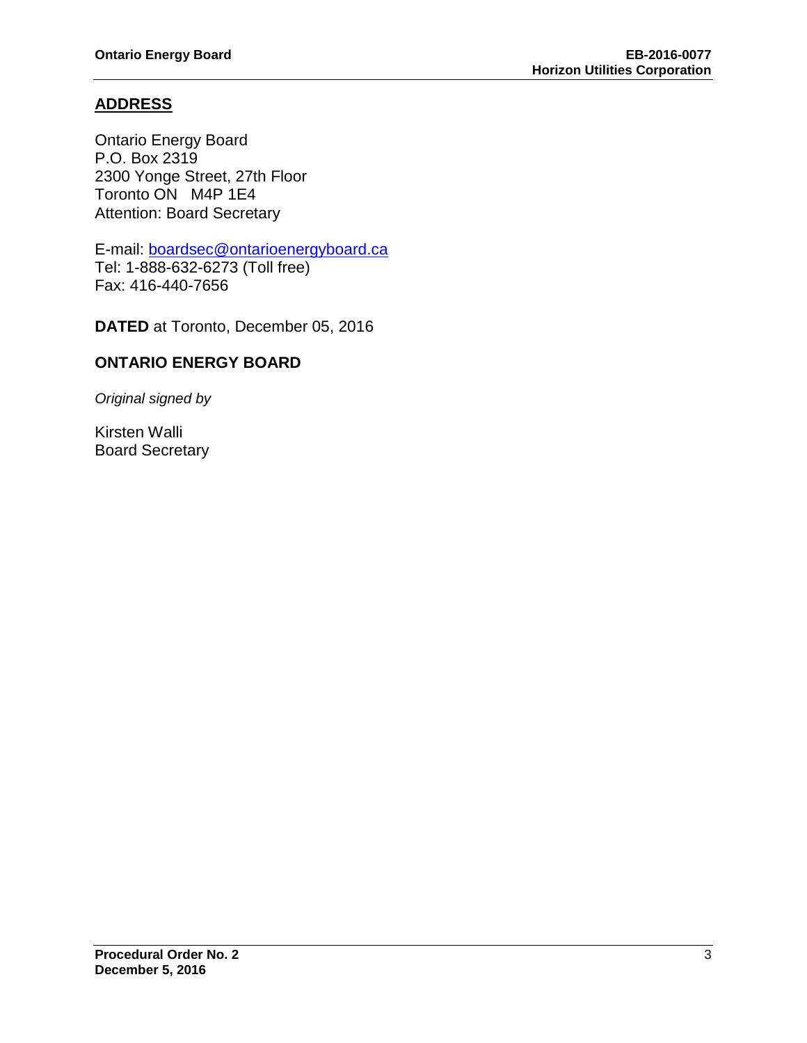## ADDRESS

Ontario Energy Board
P.O. Box 2319
2300 Yonge Street, 27th Floor
Toronto ON M4P 1E4
Attention: Board Secretary

E-mail: boardsec@ontarioenergyboard.ca
Tel: 1-888-632-6273 (Toll free)
Fax: 416-440-7656

**DATED** at Toronto, December 05, 2016

**ONTARIO ENERGY BOARD**

*Original signed by*

Kirsten Walli
Board Secretary